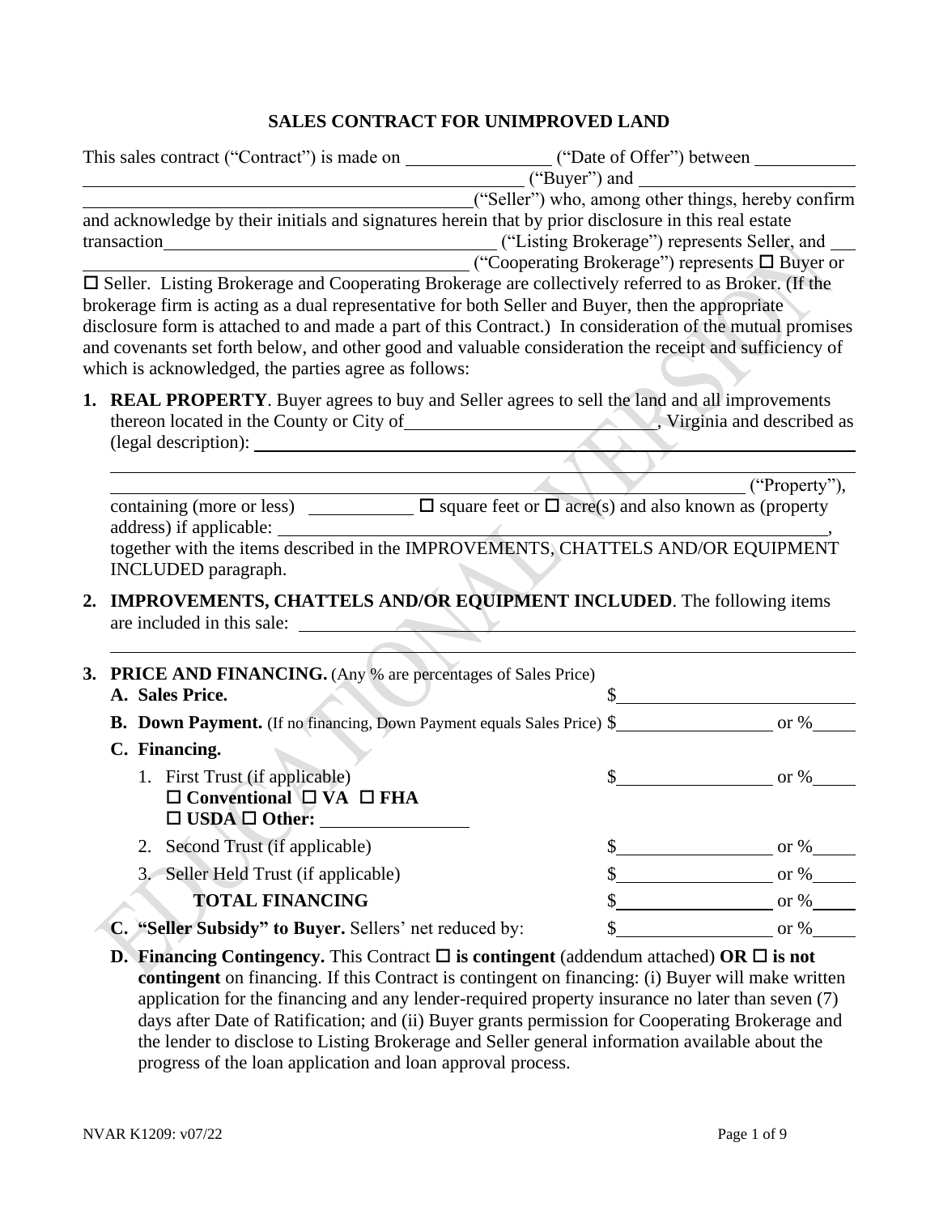# SALES CONTRACT FOR UNIMPROVED LAND

This sales contract ("Contract") is made on ________________ ("Date of Offer") between ____________ ________________________________________________ ("Buyer") and ________________________ ____________________________________________("Seller") who, among other things, hereby confirm and acknowledge by their initials and signatures herein that by prior disclosure in this real estate transaction____________________________________ ("Listing Brokerage") represents Seller, and ___ ________________________________________ ("Cooperating Brokerage") represents ☐ Buyer or ☐ Seller. Listing Brokerage and Cooperating Brokerage are collectively referred to as Broker. (If the brokerage firm is acting as a dual representative for both Seller and Buyer, then the appropriate disclosure form is attached to and made a part of this Contract.) In consideration of the mutual promises and covenants set forth below, and other good and valuable consideration the receipt and sufficiency of which is acknowledged, the parties agree as follows:

1. **REAL PROPERTY**. Buyer agrees to buy and Seller agrees to sell the land and all improvements thereon located in the County or City of__________________________, Virginia and described as (legal description): ______________________________________________________________

   ______________________________________________________________________________

   ______________________________________________________________________ ("Property"), containing (more or less) ___________ ☐ square feet or ☐ acre(s) and also known as (property address) if applicable: ______________________________________________________________, together with the items described in the IMPROVEMENTS, CHATTELS AND/OR EQUIPMENT INCLUDED paragraph.

2. **IMPROVEMENTS, CHATTELS AND/OR EQUIPMENT INCLUDED**. The following items are included in this sale: ______________________________________________________________

   ______________________________________________________________________________

3. **PRICE AND FINANCING.** (Any % are percentages of Sales Price)

   **A. Sales Price.** $__________________________

   **B. Down Payment.** (If no financing, Down Payment equals Sales Price) $__________________ or %_____

   **C. Financing.**

   1. First Trust (if applicable) $__________________ or %_____
      ☐ **Conventional** ☐ **VA** ☐ **FHA**
      ☐ **USDA** ☐ **Other:** ________________
   2. Second Trust (if applicable) $__________________ or %_____
   3. Seller Held Trust (if applicable) $__________________ or %_____

   **TOTAL FINANCING** $__________________ or %_____

   **C. "Seller Subsidy" to Buyer.** Sellers' net reduced by: $__________________ or %_____

   **D. Financing Contingency.** This Contract ☐ **is contingent** (addendum attached) **OR** ☐ **is not contingent** on financing. If this Contract is contingent on financing: (i) Buyer will make written application for the financing and any lender-required property insurance no later than seven (7) days after Date of Ratification; and (ii) Buyer grants permission for Cooperating Brokerage and the lender to disclose to Listing Brokerage and Seller general information available about the progress of the loan application and loan approval process.

NVAR K1209: v07/22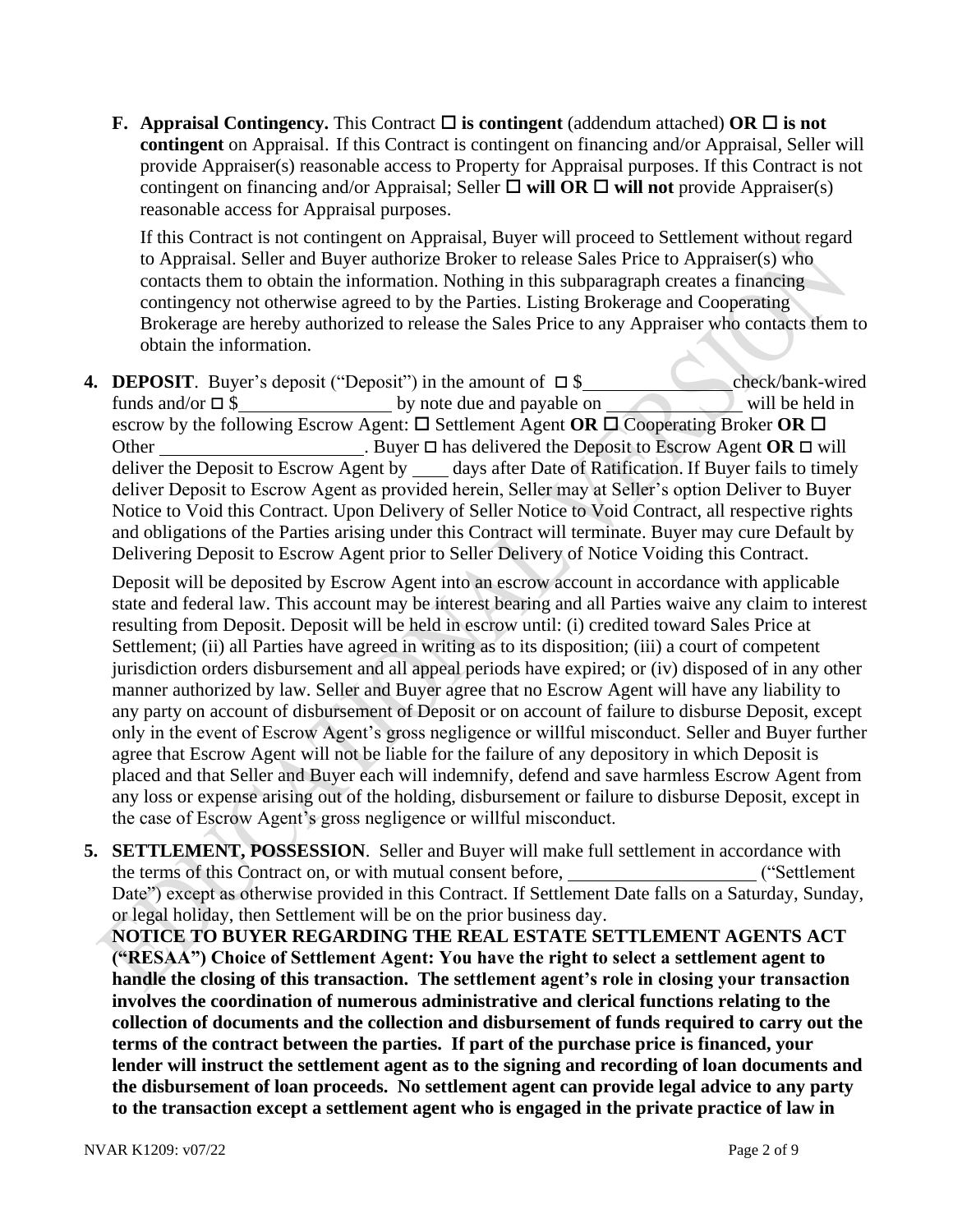**F. Appraisal Contingency.** This Contract ☐ **is contingent** (addendum attached) **OR** ☐ **is not contingent** on Appraisal. If this Contract is contingent on financing and/or Appraisal, Seller will provide Appraiser(s) reasonable access to Property for Appraisal purposes. If this Contract is not contingent on financing and/or Appraisal; Seller ☐ **will OR** ☐ **will not** provide Appraiser(s) reasonable access for Appraisal purposes.

If this Contract is not contingent on Appraisal, Buyer will proceed to Settlement without regard to Appraisal. Seller and Buyer authorize Broker to release Sales Price to Appraiser(s) who contacts them to obtain the information. Nothing in this subparagraph creates a financing contingency not otherwise agreed to by the Parties. Listing Brokerage and Cooperating Brokerage are hereby authorized to release the Sales Price to any Appraiser who contacts them to obtain the information.

**4. DEPOSIT**. Buyer's deposit ("Deposit") in the amount of ☐ $\_\_\_\_\_\_\_\_\_\_\_\_\_\_\_\_ check/bank-wired funds and/or ☐ $\_\_\_\_\_\_\_\_\_\_\_\_\_\_\_\_ by note due and payable on \_\_\_\_\_\_\_\_\_\_\_\_\_\_ will be held in escrow by the following Escrow Agent: ☐ Settlement Agent **OR** ☐ Cooperating Broker **OR** ☐ Other \_\_\_\_\_\_\_\_\_\_\_\_\_\_\_\_\_\_\_\_\_\_. Buyer ☐ has delivered the Deposit to Escrow Agent **OR** ☐ will deliver the Deposit to Escrow Agent by \_\_\_\_ days after Date of Ratification. If Buyer fails to timely deliver Deposit to Escrow Agent as provided herein, Seller may at Seller's option Deliver to Buyer Notice to Void this Contract. Upon Delivery of Seller Notice to Void Contract, all respective rights and obligations of the Parties arising under this Contract will terminate. Buyer may cure Default by Delivering Deposit to Escrow Agent prior to Seller Delivery of Notice Voiding this Contract.

Deposit will be deposited by Escrow Agent into an escrow account in accordance with applicable state and federal law. This account may be interest bearing and all Parties waive any claim to interest resulting from Deposit. Deposit will be held in escrow until: (i) credited toward Sales Price at Settlement; (ii) all Parties have agreed in writing as to its disposition; (iii) a court of competent jurisdiction orders disbursement and all appeal periods have expired; or (iv) disposed of in any other manner authorized by law. Seller and Buyer agree that no Escrow Agent will have any liability to any party on account of disbursement of Deposit or on account of failure to disburse Deposit, except only in the event of Escrow Agent's gross negligence or willful misconduct. Seller and Buyer further agree that Escrow Agent will not be liable for the failure of any depository in which Deposit is placed and that Seller and Buyer each will indemnify, defend and save harmless Escrow Agent from any loss or expense arising out of the holding, disbursement or failure to disburse Deposit, except in the case of Escrow Agent's gross negligence or willful misconduct.

**5. SETTLEMENT, POSSESSION**. Seller and Buyer will make full settlement in accordance with the terms of this Contract on, or with mutual consent before, \_\_\_\_\_\_\_\_\_\_\_\_\_\_\_\_\_\_\_\_ ("Settlement Date") except as otherwise provided in this Contract. If Settlement Date falls on a Saturday, Sunday, or legal holiday, then Settlement will be on the prior business day.

**NOTICE TO BUYER REGARDING THE REAL ESTATE SETTLEMENT AGENTS ACT ("RESAA") Choice of Settlement Agent: You have the right to select a settlement agent to handle the closing of this transaction. The settlement agent's role in closing your transaction involves the coordination of numerous administrative and clerical functions relating to the collection of documents and the collection and disbursement of funds required to carry out the terms of the contract between the parties. If part of the purchase price is financed, your lender will instruct the settlement agent as to the signing and recording of loan documents and the disbursement of loan proceeds. No settlement agent can provide legal advice to any party to the transaction except a settlement agent who is engaged in the private practice of law in**

NVAR K1209: v07/22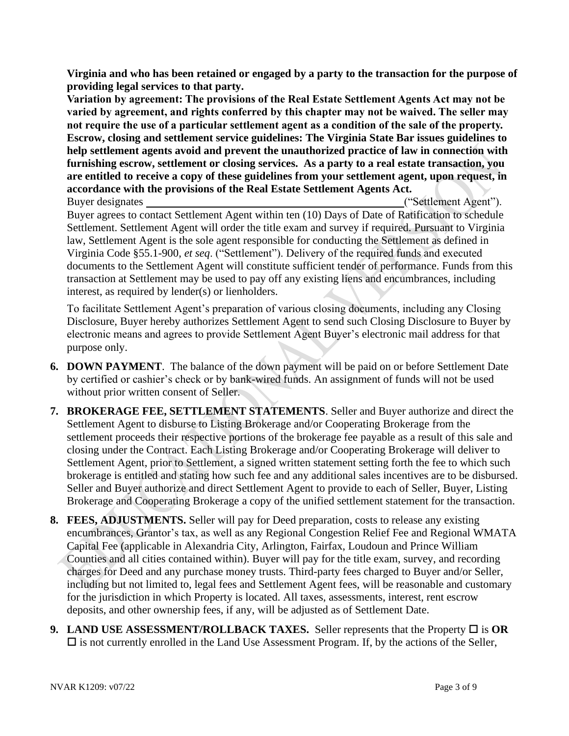**Virginia and who has been retained or engaged by a party to the transaction for the purpose of providing legal services to that party.**

**Variation by agreement: The provisions of the Real Estate Settlement Agents Act may not be varied by agreement, and rights conferred by this chapter may not be waived. The seller may not require the use of a particular settlement agent as a condition of the sale of the property.**

**Escrow, closing and settlement service guidelines: The Virginia State Bar issues guidelines to help settlement agents avoid and prevent the unauthorized practice of law in connection with furnishing escrow, settlement or closing services. As a party to a real estate transaction, you are entitled to receive a copy of these guidelines from your settlement agent, upon request, in accordance with the provisions of the Real Estate Settlement Agents Act.**

Buyer designates ________________________________________________("Settlement Agent"). Buyer agrees to contact Settlement Agent within ten (10) Days of Date of Ratification to schedule Settlement. Settlement Agent will order the title exam and survey if required. Pursuant to Virginia law, Settlement Agent is the sole agent responsible for conducting the Settlement as defined in Virginia Code §55.1-900, *et seq*. ("Settlement"). Delivery of the required funds and executed documents to the Settlement Agent will constitute sufficient tender of performance. Funds from this transaction at Settlement may be used to pay off any existing liens and encumbrances, including interest, as required by lender(s) or lienholders.

To facilitate Settlement Agent's preparation of various closing documents, including any Closing Disclosure, Buyer hereby authorizes Settlement Agent to send such Closing Disclosure to Buyer by electronic means and agrees to provide Settlement Agent Buyer's electronic mail address for that purpose only.

6. **DOWN PAYMENT**. The balance of the down payment will be paid on or before Settlement Date by certified or cashier's check or by bank-wired funds. An assignment of funds will not be used without prior written consent of Seller.

7. **BROKERAGE FEE, SETTLEMENT STATEMENTS**. Seller and Buyer authorize and direct the Settlement Agent to disburse to Listing Brokerage and/or Cooperating Brokerage from the settlement proceeds their respective portions of the brokerage fee payable as a result of this sale and closing under the Contract. Each Listing Brokerage and/or Cooperating Brokerage will deliver to Settlement Agent, prior to Settlement, a signed written statement setting forth the fee to which such brokerage is entitled and stating how such fee and any additional sales incentives are to be disbursed. Seller and Buyer authorize and direct Settlement Agent to provide to each of Seller, Buyer, Listing Brokerage and Cooperating Brokerage a copy of the unified settlement statement for the transaction.

8. **FEES, ADJUSTMENTS.** Seller will pay for Deed preparation, costs to release any existing encumbrances, Grantor's tax, as well as any Regional Congestion Relief Fee and Regional WMATA Capital Fee (applicable in Alexandria City, Arlington, Fairfax, Loudoun and Prince William Counties and all cities contained within). Buyer will pay for the title exam, survey, and recording charges for Deed and any purchase money trusts. Third-party fees charged to Buyer and/or Seller, including but not limited to, legal fees and Settlement Agent fees, will be reasonable and customary for the jurisdiction in which Property is located. All taxes, assessments, interest, rent escrow deposits, and other ownership fees, if any, will be adjusted as of Settlement Date.

9. **LAND USE ASSESSMENT/ROLLBACK TAXES.** Seller represents that the Property ☐ is **OR** ☐ is not currently enrolled in the Land Use Assessment Program. If, by the actions of the Seller,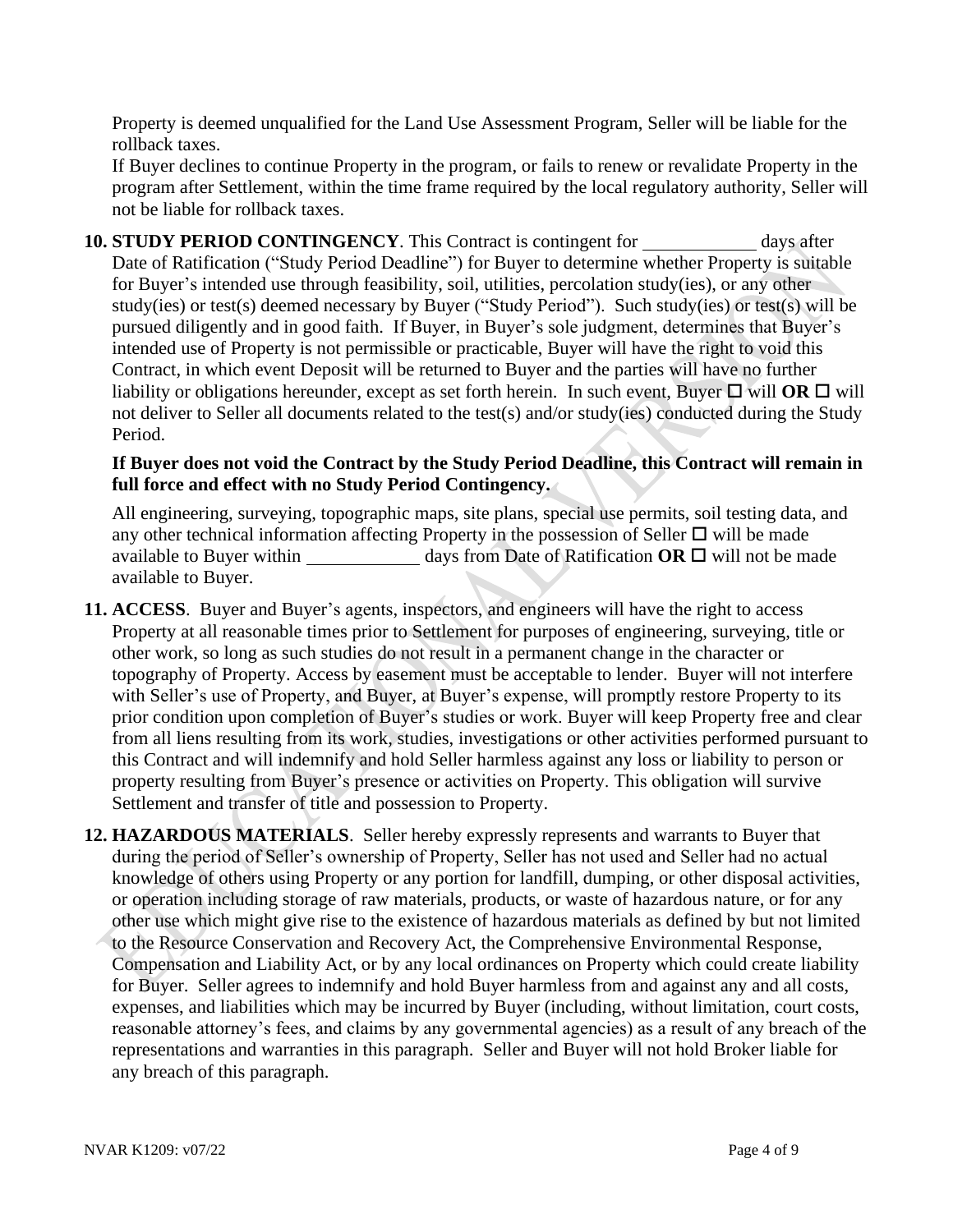Property is deemed unqualified for the Land Use Assessment Program, Seller will be liable for the rollback taxes.

If Buyer declines to continue Property in the program, or fails to renew or revalidate Property in the program after Settlement, within the time frame required by the local regulatory authority, Seller will not be liable for rollback taxes.

**10. STUDY PERIOD CONTINGENCY**. This Contract is contingent for ____________ days after Date of Ratification ("Study Period Deadline") for Buyer to determine whether Property is suitable for Buyer's intended use through feasibility, soil, utilities, percolation study(ies), or any other study(ies) or test(s) deemed necessary by Buyer ("Study Period"). Such study(ies) or test(s) will be pursued diligently and in good faith. If Buyer, in Buyer's sole judgment, determines that Buyer's intended use of Property is not permissible or practicable, Buyer will have the right to void this Contract, in which event Deposit will be returned to Buyer and the parties will have no further liability or obligations hereunder, except as set forth herein. In such event, Buyer ☐ will **OR** ☐ will not deliver to Seller all documents related to the test(s) and/or study(ies) conducted during the Study Period.

**If Buyer does not void the Contract by the Study Period Deadline, this Contract will remain in full force and effect with no Study Period Contingency.**

All engineering, surveying, topographic maps, site plans, special use permits, soil testing data, and any other technical information affecting Property in the possession of Seller ☐ will be made available to Buyer within ____________ days from Date of Ratification **OR** ☐ will not be made available to Buyer.

**11. ACCESS**. Buyer and Buyer's agents, inspectors, and engineers will have the right to access Property at all reasonable times prior to Settlement for purposes of engineering, surveying, title or other work, so long as such studies do not result in a permanent change in the character or topography of Property. Access by easement must be acceptable to lender. Buyer will not interfere with Seller's use of Property, and Buyer, at Buyer's expense, will promptly restore Property to its prior condition upon completion of Buyer's studies or work. Buyer will keep Property free and clear from all liens resulting from its work, studies, investigations or other activities performed pursuant to this Contract and will indemnify and hold Seller harmless against any loss or liability to person or property resulting from Buyer's presence or activities on Property. This obligation will survive Settlement and transfer of title and possession to Property.

**12. HAZARDOUS MATERIALS**. Seller hereby expressly represents and warrants to Buyer that during the period of Seller's ownership of Property, Seller has not used and Seller had no actual knowledge of others using Property or any portion for landfill, dumping, or other disposal activities, or operation including storage of raw materials, products, or waste of hazardous nature, or for any other use which might give rise to the existence of hazardous materials as defined by but not limited to the Resource Conservation and Recovery Act, the Comprehensive Environmental Response, Compensation and Liability Act, or by any local ordinances on Property which could create liability for Buyer. Seller agrees to indemnify and hold Buyer harmless from and against any and all costs, expenses, and liabilities which may be incurred by Buyer (including, without limitation, court costs, reasonable attorney's fees, and claims by any governmental agencies) as a result of any breach of the representations and warranties in this paragraph. Seller and Buyer will not hold Broker liable for any breach of this paragraph.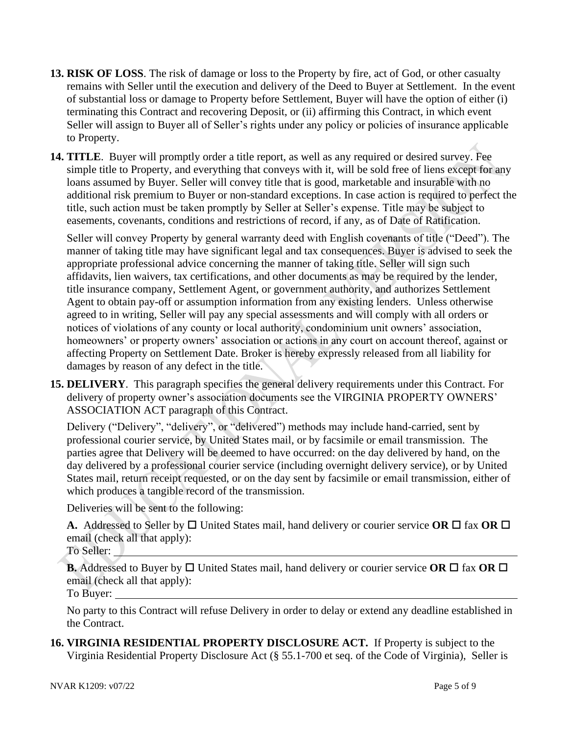**13. RISK OF LOSS**. The risk of damage or loss to the Property by fire, act of God, or other casualty remains with Seller until the execution and delivery of the Deed to Buyer at Settlement. In the event of substantial loss or damage to Property before Settlement, Buyer will have the option of either (i) terminating this Contract and recovering Deposit, or (ii) affirming this Contract, in which event Seller will assign to Buyer all of Seller's rights under any policy or policies of insurance applicable to Property.

**14. TITLE**. Buyer will promptly order a title report, as well as any required or desired survey. Fee simple title to Property, and everything that conveys with it, will be sold free of liens except for any loans assumed by Buyer. Seller will convey title that is good, marketable and insurable with no additional risk premium to Buyer or non-standard exceptions. In case action is required to perfect the title, such action must be taken promptly by Seller at Seller's expense. Title may be subject to easements, covenants, conditions and restrictions of record, if any, as of Date of Ratification.

Seller will convey Property by general warranty deed with English covenants of title ("Deed"). The manner of taking title may have significant legal and tax consequences. Buyer is advised to seek the appropriate professional advice concerning the manner of taking title. Seller will sign such affidavits, lien waivers, tax certifications, and other documents as may be required by the lender, title insurance company, Settlement Agent, or government authority, and authorizes Settlement Agent to obtain pay-off or assumption information from any existing lenders. Unless otherwise agreed to in writing, Seller will pay any special assessments and will comply with all orders or notices of violations of any county or local authority, condominium unit owners' association, homeowners' or property owners' association or actions in any court on account thereof, against or affecting Property on Settlement Date. Broker is hereby expressly released from all liability for damages by reason of any defect in the title.

**15. DELIVERY**. This paragraph specifies the general delivery requirements under this Contract. For delivery of property owner's association documents see the VIRGINIA PROPERTY OWNERS' ASSOCIATION ACT paragraph of this Contract.

Delivery ("Delivery", "delivery", or "delivered") methods may include hand-carried, sent by professional courier service, by United States mail, or by facsimile or email transmission. The parties agree that Delivery will be deemed to have occurred: on the day delivered by hand, on the day delivered by a professional courier service (including overnight delivery service), or by United States mail, return receipt requested, or on the day sent by facsimile or email transmission, either of which produces a tangible record of the transmission.

Deliveries will be sent to the following:

**A.** Addressed to Seller by ☐ United States mail, hand delivery or courier service **OR** ☐ fax **OR** ☐ email (check all that apply):
To Seller: ______________________________________________________________

**B.** Addressed to Buyer by ☐ United States mail, hand delivery or courier service **OR** ☐ fax **OR** ☐ email (check all that apply):
To Buyer: ______________________________________________________________

No party to this Contract will refuse Delivery in order to delay or extend any deadline established in the Contract.

**16. VIRGINIA RESIDENTIAL PROPERTY DISCLOSURE ACT.** If Property is subject to the Virginia Residential Property Disclosure Act (§ 55.1-700 et seq. of the Code of Virginia), Seller is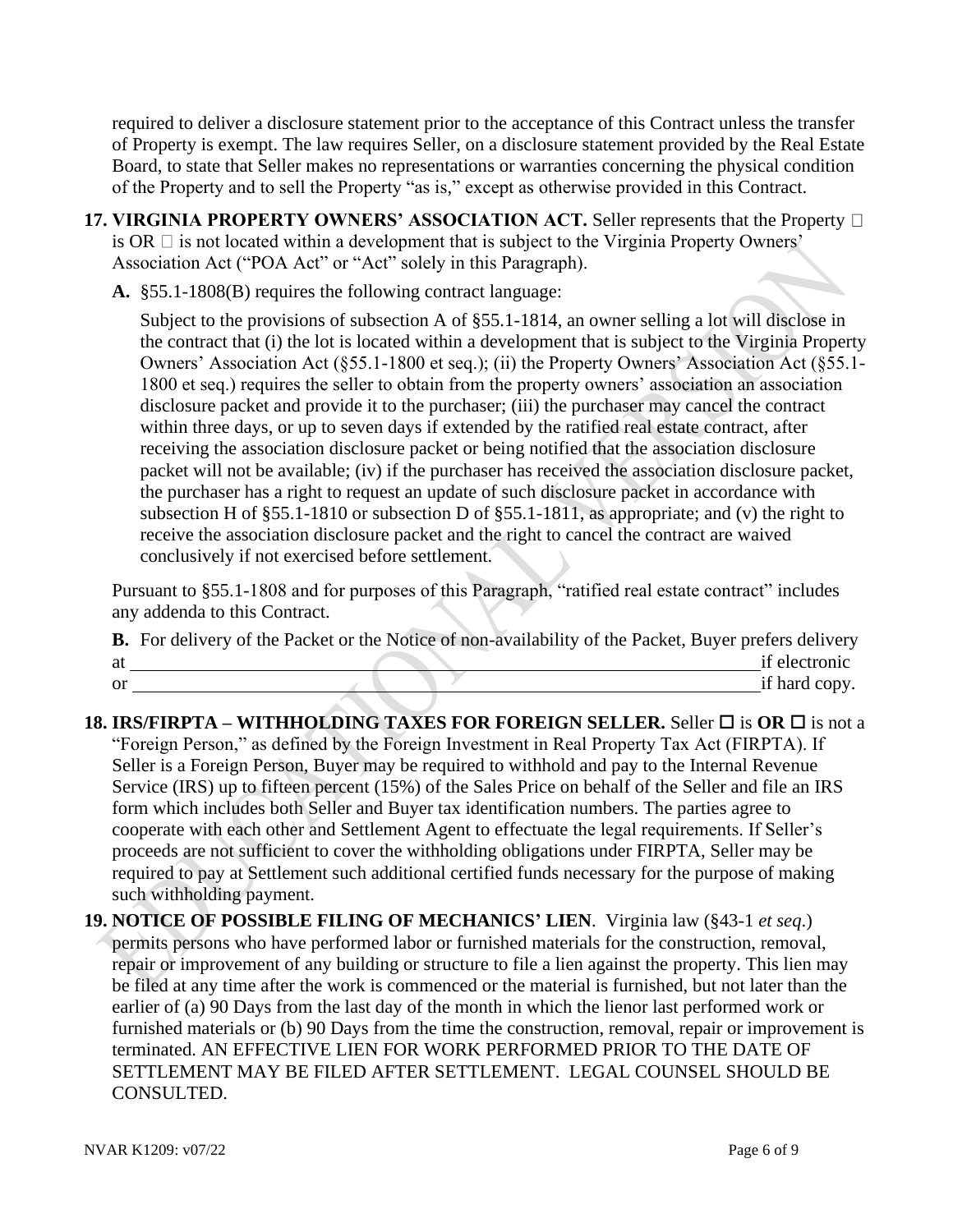required to deliver a disclosure statement prior to the acceptance of this Contract unless the transfer of Property is exempt. The law requires Seller, on a disclosure statement provided by the Real Estate Board, to state that Seller makes no representations or warranties concerning the physical condition of the Property and to sell the Property "as is," except as otherwise provided in this Contract.

**17. VIRGINIA PROPERTY OWNERS' ASSOCIATION ACT.** Seller represents that the Property ☐ is OR ☐ is not located within a development that is subject to the Virginia Property Owners' Association Act ("POA Act" or "Act" solely in this Paragraph).

**A.** §55.1-1808(B) requires the following contract language:

Subject to the provisions of subsection A of §55.1-1814, an owner selling a lot will disclose in the contract that (i) the lot is located within a development that is subject to the Virginia Property Owners' Association Act (§55.1-1800 et seq.); (ii) the Property Owners' Association Act (§55.1-1800 et seq.) requires the seller to obtain from the property owners' association an association disclosure packet and provide it to the purchaser; (iii) the purchaser may cancel the contract within three days, or up to seven days if extended by the ratified real estate contract, after receiving the association disclosure packet or being notified that the association disclosure packet will not be available; (iv) if the purchaser has received the association disclosure packet, the purchaser has a right to request an update of such disclosure packet in accordance with subsection H of §55.1-1810 or subsection D of §55.1-1811, as appropriate; and (v) the right to receive the association disclosure packet and the right to cancel the contract are waived conclusively if not exercised before settlement.

Pursuant to §55.1-1808 and for purposes of this Paragraph, "ratified real estate contract" includes any addenda to this Contract.

**B.** For delivery of the Packet or the Notice of non-availability of the Packet, Buyer prefers delivery at ______________________________________________ if electronic or ______________________________________________ if hard copy.

**18. IRS/FIRPTA – WITHHOLDING TAXES FOR FOREIGN SELLER.** Seller ☐ is **OR** ☐ is not a "Foreign Person," as defined by the Foreign Investment in Real Property Tax Act (FIRPTA). If Seller is a Foreign Person, Buyer may be required to withhold and pay to the Internal Revenue Service (IRS) up to fifteen percent (15%) of the Sales Price on behalf of the Seller and file an IRS form which includes both Seller and Buyer tax identification numbers. The parties agree to cooperate with each other and Settlement Agent to effectuate the legal requirements. If Seller's proceeds are not sufficient to cover the withholding obligations under FIRPTA, Seller may be required to pay at Settlement such additional certified funds necessary for the purpose of making such withholding payment.

**19. NOTICE OF POSSIBLE FILING OF MECHANICS' LIEN**. Virginia law (§43-1 *et seq.*) permits persons who have performed labor or furnished materials for the construction, removal, repair or improvement of any building or structure to file a lien against the property. This lien may be filed at any time after the work is commenced or the material is furnished, but not later than the earlier of (a) 90 Days from the last day of the month in which the lienor last performed work or furnished materials or (b) 90 Days from the time the construction, removal, repair or improvement is terminated. AN EFFECTIVE LIEN FOR WORK PERFORMED PRIOR TO THE DATE OF SETTLEMENT MAY BE FILED AFTER SETTLEMENT. LEGAL COUNSEL SHOULD BE CONSULTED.

NVAR K1209: v07/22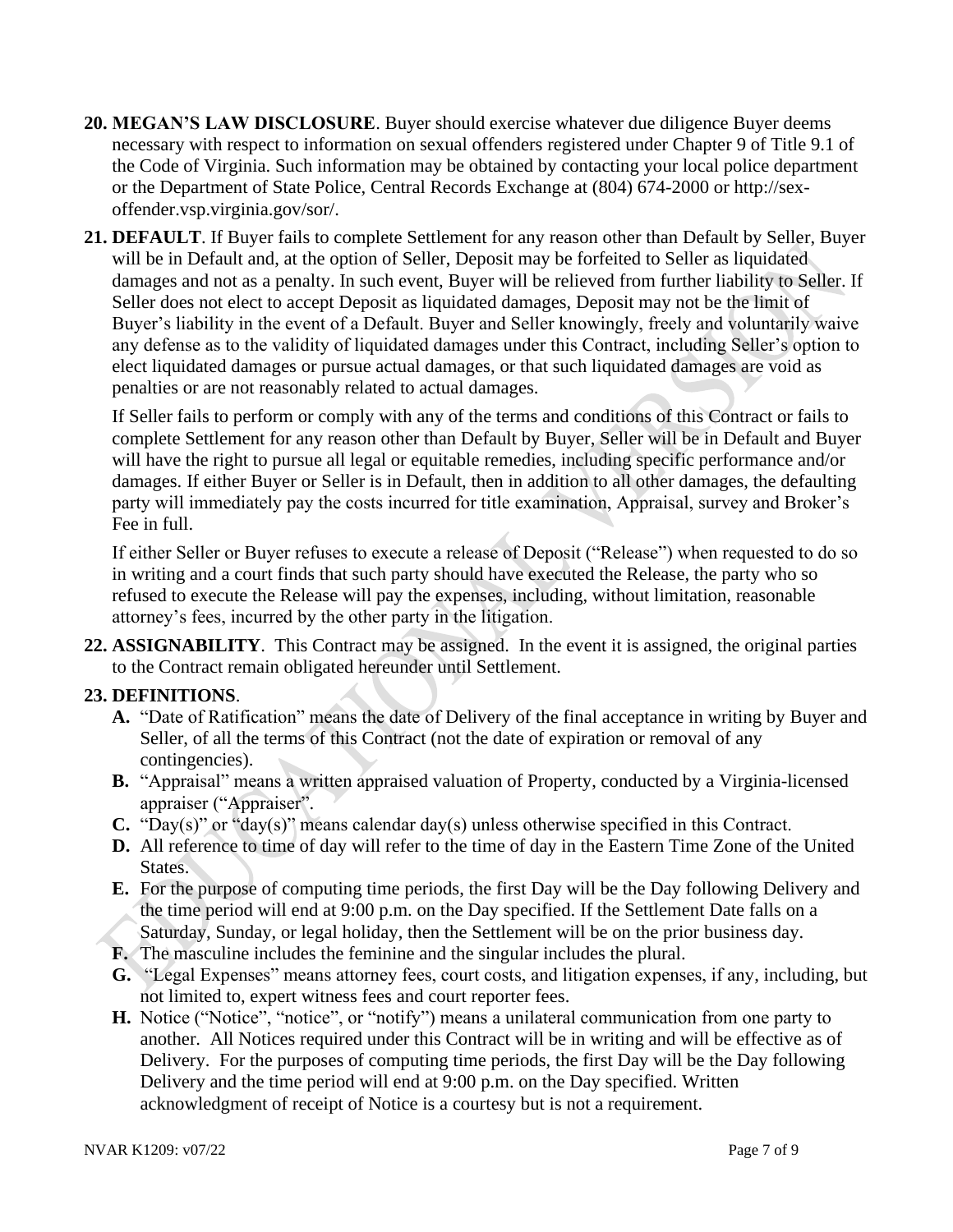**20. MEGAN'S LAW DISCLOSURE**. Buyer should exercise whatever due diligence Buyer deems necessary with respect to information on sexual offenders registered under Chapter 9 of Title 9.1 of the Code of Virginia. Such information may be obtained by contacting your local police department or the Department of State Police, Central Records Exchange at (804) 674-2000 or http://sex-offender.vsp.virginia.gov/sor/.

**21. DEFAULT**. If Buyer fails to complete Settlement for any reason other than Default by Seller, Buyer will be in Default and, at the option of Seller, Deposit may be forfeited to Seller as liquidated damages and not as a penalty. In such event, Buyer will be relieved from further liability to Seller. If Seller does not elect to accept Deposit as liquidated damages, Deposit may not be the limit of Buyer's liability in the event of a Default. Buyer and Seller knowingly, freely and voluntarily waive any defense as to the validity of liquidated damages under this Contract, including Seller's option to elect liquidated damages or pursue actual damages, or that such liquidated damages are void as penalties or are not reasonably related to actual damages.

If Seller fails to perform or comply with any of the terms and conditions of this Contract or fails to complete Settlement for any reason other than Default by Buyer, Seller will be in Default and Buyer will have the right to pursue all legal or equitable remedies, including specific performance and/or damages. If either Buyer or Seller is in Default, then in addition to all other damages, the defaulting party will immediately pay the costs incurred for title examination, Appraisal, survey and Broker's Fee in full.

If either Seller or Buyer refuses to execute a release of Deposit ("Release") when requested to do so in writing and a court finds that such party should have executed the Release, the party who so refused to execute the Release will pay the expenses, including, without limitation, reasonable attorney's fees, incurred by the other party in the litigation.

**22. ASSIGNABILITY**. This Contract may be assigned. In the event it is assigned, the original parties to the Contract remain obligated hereunder until Settlement.

**23. DEFINITIONS**.

- **A.** "Date of Ratification" means the date of Delivery of the final acceptance in writing by Buyer and Seller, of all the terms of this Contract (not the date of expiration or removal of any contingencies).
- **B.** "Appraisal" means a written appraised valuation of Property, conducted by a Virginia-licensed appraiser ("Appraiser".
- **C.** "Day(s)" or "day(s)" means calendar day(s) unless otherwise specified in this Contract.
- **D.** All reference to time of day will refer to the time of day in the Eastern Time Zone of the United States.
- **E.** For the purpose of computing time periods, the first Day will be the Day following Delivery and the time period will end at 9:00 p.m. on the Day specified. If the Settlement Date falls on a Saturday, Sunday, or legal holiday, then the Settlement will be on the prior business day.
- **F.** The masculine includes the feminine and the singular includes the plural.
- **G.** "Legal Expenses" means attorney fees, court costs, and litigation expenses, if any, including, but not limited to, expert witness fees and court reporter fees.
- **H.** Notice ("Notice", "notice", or "notify") means a unilateral communication from one party to another. All Notices required under this Contract will be in writing and will be effective as of Delivery. For the purposes of computing time periods, the first Day will be the Day following Delivery and the time period will end at 9:00 p.m. on the Day specified. Written acknowledgment of receipt of Notice is a courtesy but is not a requirement.

NVAR K1209: v07/22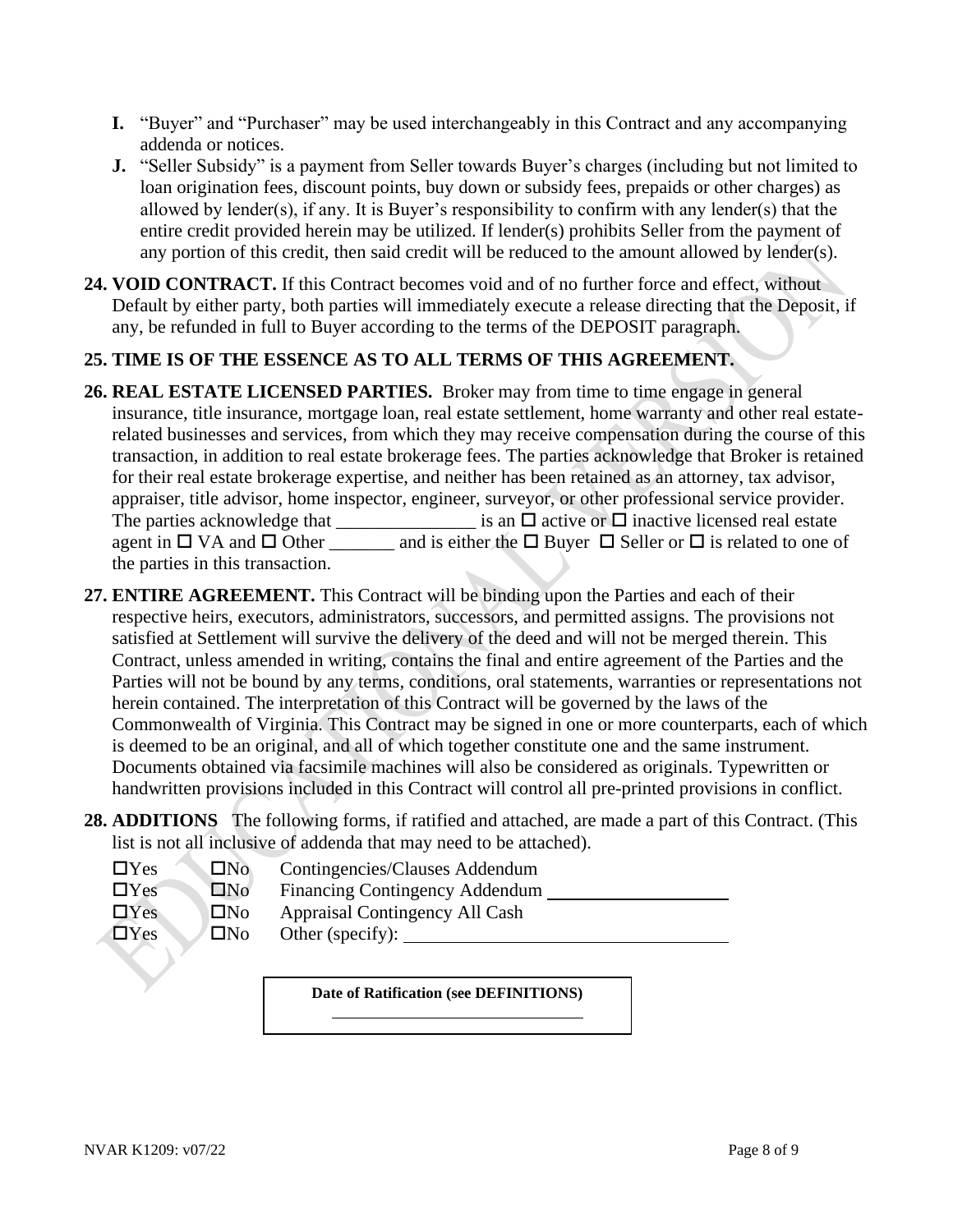- **I.** "Buyer" and "Purchaser" may be used interchangeably in this Contract and any accompanying addenda or notices.
- **J.** "Seller Subsidy" is a payment from Seller towards Buyer's charges (including but not limited to loan origination fees, discount points, buy down or subsidy fees, prepaids or other charges) as allowed by lender(s), if any. It is Buyer's responsibility to confirm with any lender(s) that the entire credit provided herein may be utilized. If lender(s) prohibits Seller from the payment of any portion of this credit, then said credit will be reduced to the amount allowed by lender(s).

**24. VOID CONTRACT.** If this Contract becomes void and of no further force and effect, without Default by either party, both parties will immediately execute a release directing that the Deposit, if any, be refunded in full to Buyer according to the terms of the DEPOSIT paragraph.

**25. TIME IS OF THE ESSENCE AS TO ALL TERMS OF THIS AGREEMENT.**

**26. REAL ESTATE LICENSED PARTIES.** Broker may from time to time engage in general insurance, title insurance, mortgage loan, real estate settlement, home warranty and other real estate-related businesses and services, from which they may receive compensation during the course of this transaction, in addition to real estate brokerage fees. The parties acknowledge that Broker is retained for their real estate brokerage expertise, and neither has been retained as an attorney, tax advisor, appraiser, title advisor, home inspector, engineer, surveyor, or other professional service provider. The parties acknowledge that _______________ is an ☐ active or ☐ inactive licensed real estate agent in ☐ VA and ☐ Other _______ and is either the ☐ Buyer ☐ Seller or ☐ is related to one of the parties in this transaction.

**27. ENTIRE AGREEMENT.** This Contract will be binding upon the Parties and each of their respective heirs, executors, administrators, successors, and permitted assigns. The provisions not satisfied at Settlement will survive the delivery of the deed and will not be merged therein. This Contract, unless amended in writing, contains the final and entire agreement of the Parties and the Parties will not be bound by any terms, conditions, oral statements, warranties or representations not herein contained. The interpretation of this Contract will be governed by the laws of the Commonwealth of Virginia. This Contract may be signed in one or more counterparts, each of which is deemed to be an original, and all of which together constitute one and the same instrument. Documents obtained via facsimile machines will also be considered as originals. Typewritten or handwritten provisions included in this Contract will control all pre-printed provisions in conflict.

**28. ADDITIONS** The following forms, if ratified and attached, are made a part of this Contract. (This list is not all inclusive of addenda that may need to be attached).

☐Yes ☐No Contingencies/Clauses Addendum
☐Yes ☐No Financing Contingency Addendum ____________________
☐Yes ☐No Appraisal Contingency All Cash
☐Yes ☐No Other (specify): ________________________________

**Date of Ratification (see DEFINITIONS)**

______________________________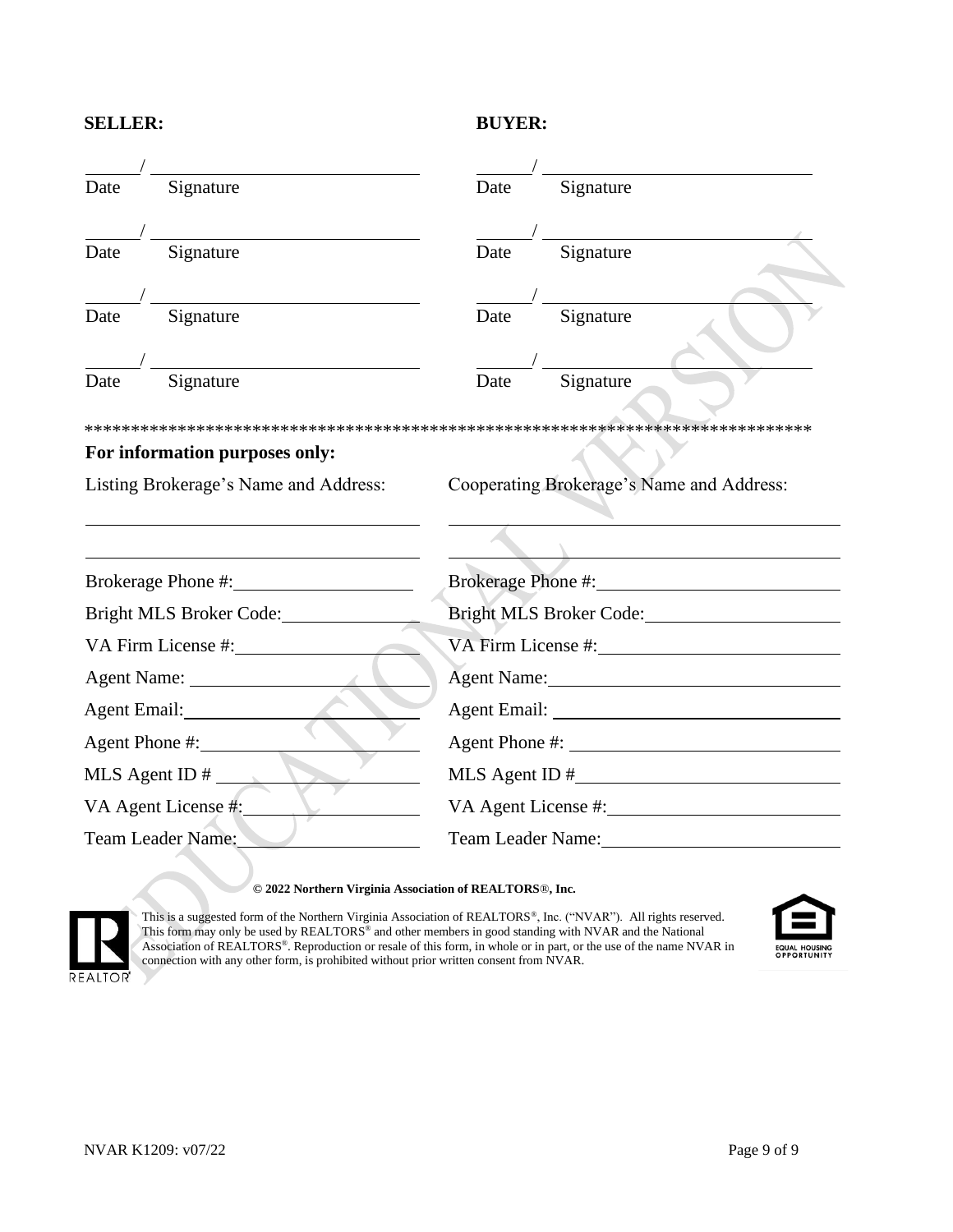**SELLER:**

| | |
|---|---|
| ______/ ______________________ | ______/ ______________________ |
| Date Signature | Date Signature |
| ______/ ______________________ | ______/ ______________________ |
| Date Signature | Date Signature |
| ______/ ______________________ | ______/ ______________________ |
| Date Signature | Date Signature |
| ______/ ______________________ | ______/ ______________________ |
| Date Signature | Date Signature |

**BUYER:** (right column above)

*******************************************************************************

**For information purposes only:**

| Listing Brokerage's Name and Address: | Cooperating Brokerage's Name and Address: |
|---|---|
| ______________________ | ______________________ |
| ______________________ | ______________________ |
| Brokerage Phone #: ____________ | Brokerage Phone #: ____________ |
| Bright MLS Broker Code: ____________ | Bright MLS Broker Code: ____________ |
| VA Firm License #: ____________ | VA Firm License #: ____________ |
| Agent Name: ____________ | Agent Name: ____________ |
| Agent Email: ____________ | Agent Email: ____________ |
| Agent Phone #: ____________ | Agent Phone #: ____________ |
| MLS Agent ID # ____________ | MLS Agent ID # ____________ |
| VA Agent License #: ____________ | VA Agent License #: ____________ |
| Team Leader Name: ____________ | Team Leader Name: ____________ |

**© 2022 Northern Virginia Association of REALTORS®, Inc.**

This is a suggested form of the Northern Virginia Association of REALTORS®, Inc. ("NVAR"). All rights reserved. This form may only be used by REALTORS® and other members in good standing with NVAR and the National Association of REALTORS®. Reproduction or resale of this form, in whole or in part, or the use of the name NVAR in connection with any other form, is prohibited without prior written consent from NVAR.

NVAR K1209: v07/22